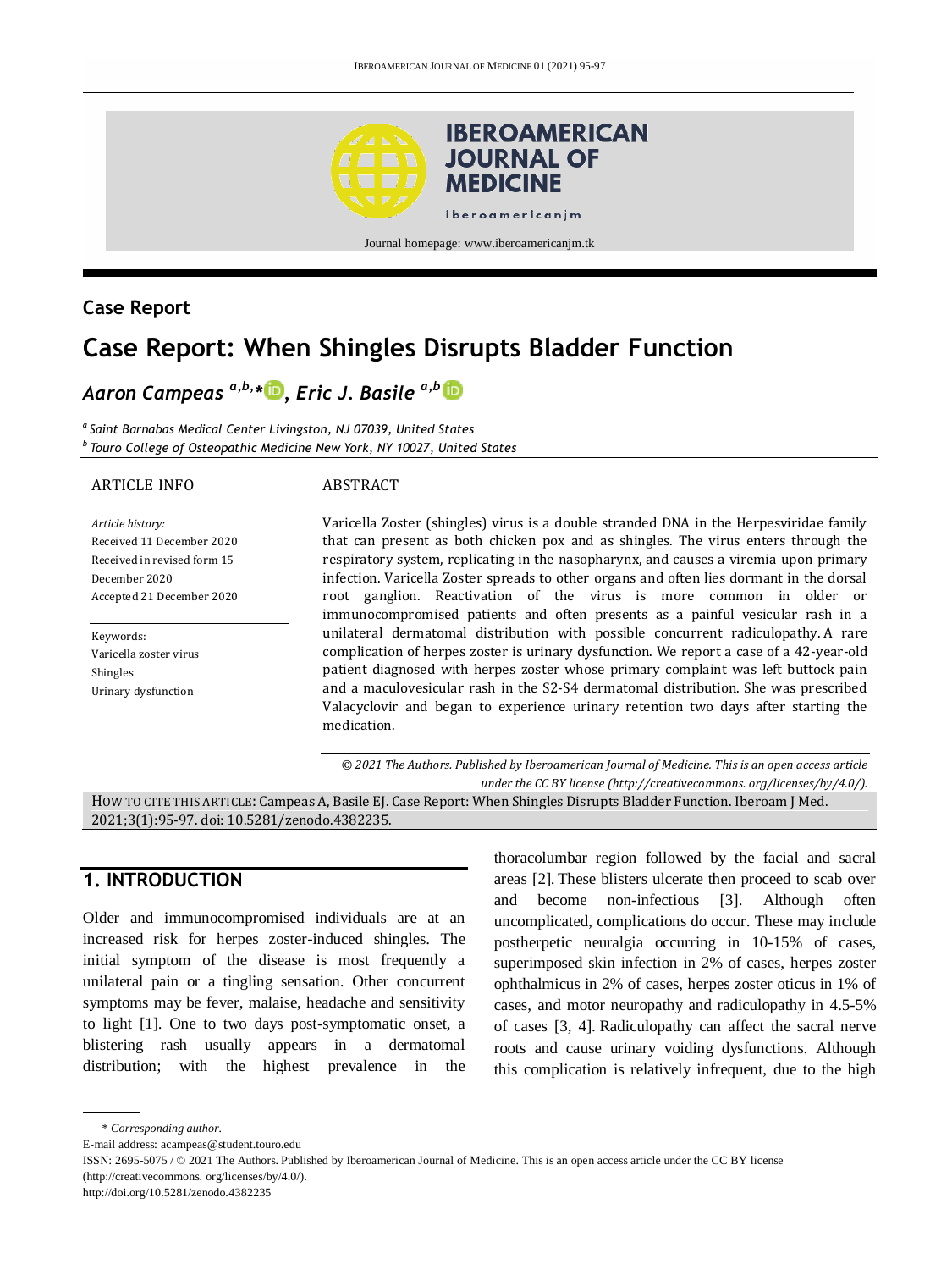Case Report

# Case Report: When Shingles Disrupts Bladder Function

***Aaron Campeas*** [a,b,*], ***Eric J. Basile*** [a,b]

[a] *Saint Barnabas Medical Center Livingston, NJ 07039, United States*
[b] *Touro College of Osteopathic Medicine New York, NY 10027, United States*

ARTICLE INFO

*Article history:*
Received 11 December 2020
Received in revised form 15 December 2020
Accepted 21 December 2020

Keywords:
Varicella zoster virus
Shingles
Urinary dysfunction

ABSTRACT

Varicella Zoster (shingles) virus is a double stranded DNA in the Herpesviridae family that can present as both chicken pox and as shingles. The virus enters through the respiratory system, replicating in the nasopharynx, and causes a viremia upon primary infection. Varicella Zoster spreads to other organs and often lies dormant in the dorsal root ganglion. Reactivation of the virus is more common in older or immunocompromised patients and often presents as a painful vesicular rash in a unilateral dermatomal distribution with possible concurrent radiculopathy. A rare complication of herpes zoster is urinary dysfunction. We report a case of a 42-year-old patient diagnosed with herpes zoster whose primary complaint was left buttock pain and a maculovesicular rash in the S2-S4 dermatomal distribution. She was prescribed Valacyclovir and began to experience urinary retention two days after starting the medication.

*© 2021 The Authors. Published by Iberoamerican Journal of Medicine. This is an open access article under the CC BY license (http://creativecommons. org/licenses/by/4.0/).*

HOW TO CITE THIS ARTICLE: Campeas A, Basile EJ. Case Report: When Shingles Disrupts Bladder Function. Iberoam J Med. 2021;3(1):95-97. doi: 10.5281/zenodo.4382235.

## 1. INTRODUCTION

Older and immunocompromised individuals are at an increased risk for herpes zoster-induced shingles. The initial symptom of the disease is most frequently a unilateral pain or a tingling sensation. Other concurrent symptoms may be fever, malaise, headache and sensitivity to light [1]. One to two days post-symptomatic onset, a blistering rash usually appears in a dermatomal distribution; with the highest prevalence in the thoracolumbar region followed by the facial and sacral areas [2]. These blisters ulcerate then proceed to scab over and become non-infectious [3]. Although often uncomplicated, complications do occur. These may include postherpetic neuralgia occurring in 10-15% of cases, superimposed skin infection in 2% of cases, herpes zoster ophthalmicus in 2% of cases, herpes zoster oticus in 1% of cases, and motor neuropathy and radiculopathy in 4.5-5% of cases [3, 4]. Radiculopathy can affect the sacral nerve roots and cause urinary voiding dysfunctions. Although this complication is relatively infrequent, due to the high

\* *Corresponding author.*
E-mail address: acampeas@student.touro.edu
ISSN: 2695-5075 / © 2021 The Authors. Published by Iberoamerican Journal of Medicine. This is an open access article under the CC BY license (http://creativecommons. org/licenses/by/4.0/).
http://doi.org/10.5281/zenodo.4382235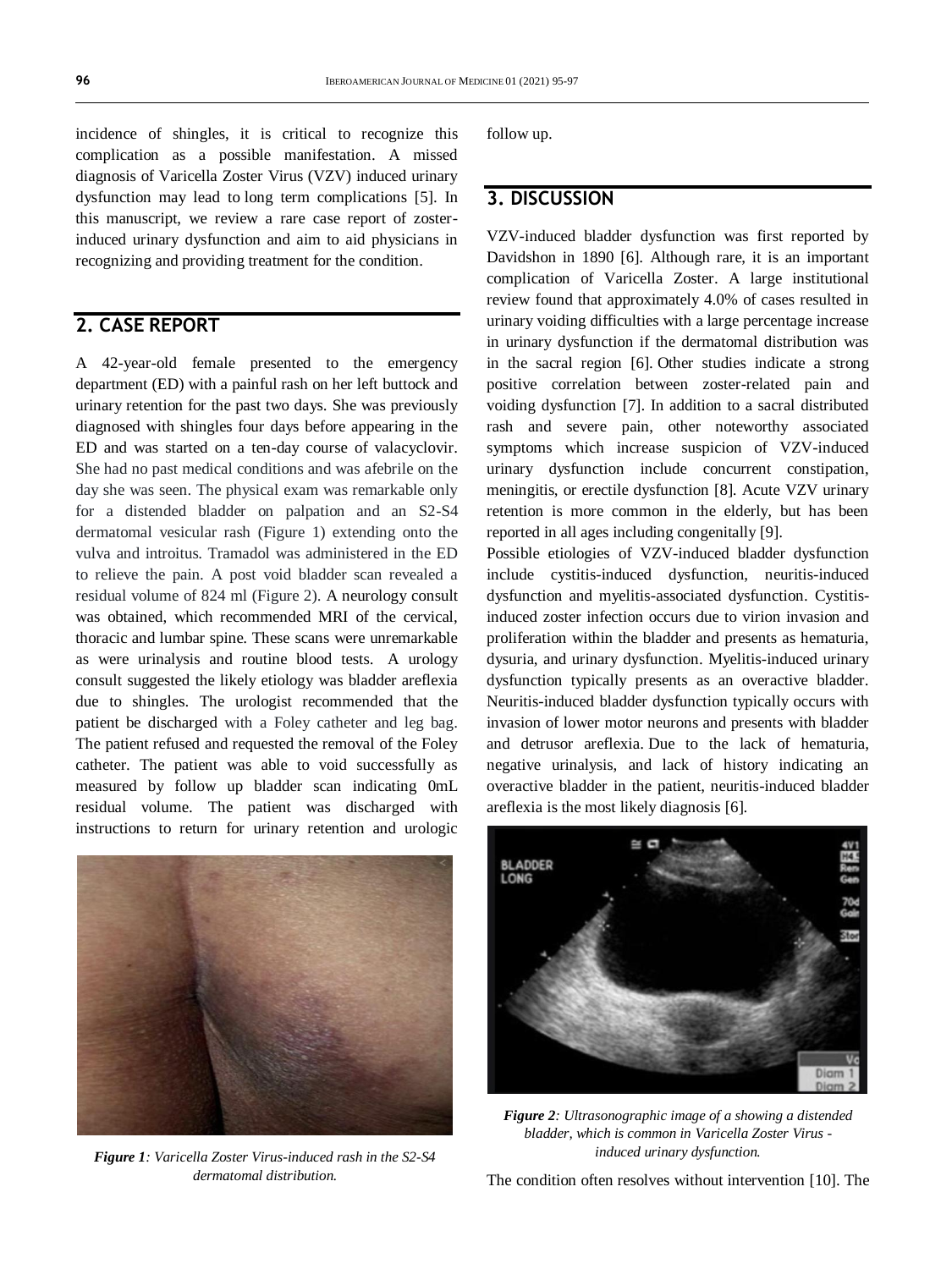incidence of shingles, it is critical to recognize this complication as a possible manifestation. A missed diagnosis of Varicella Zoster Virus (VZV) induced urinary dysfunction may lead to long term complications [5]. In this manuscript, we review a rare case report of zoster-induced urinary dysfunction and aim to aid physicians in recognizing and providing treatment for the condition.

## 2. CASE REPORT

A 42-year-old female presented to the emergency department (ED) with a painful rash on her left buttock and urinary retention for the past two days. She was previously diagnosed with shingles four days before appearing in the ED and was started on a ten-day course of valacyclovir. She had no past medical conditions and was afebrile on the day she was seen. The physical exam was remarkable only for a distended bladder on palpation and an S2-S4 dermatomal vesicular rash (Figure 1) extending onto the vulva and introitus. Tramadol was administered in the ED to relieve the pain. A post void bladder scan revealed a residual volume of 824 ml (Figure 2). A neurology consult was obtained, which recommended MRI of the cervical, thoracic and lumbar spine. These scans were unremarkable as were urinalysis and routine blood tests. A urology consult suggested the likely etiology was bladder areflexia due to shingles. The urologist recommended that the patient be discharged with a Foley catheter and leg bag. The patient refused and requested the removal of the Foley catheter. The patient was able to void successfully as measured by follow up bladder scan indicating 0mL residual volume. The patient was discharged with instructions to return for urinary retention and urologic follow up.

*Figure 1: Varicella Zoster Virus-induced rash in the S2-S4 dermatomal distribution.*

## 3. DISCUSSION

VZV-induced bladder dysfunction was first reported by Davidshon in 1890 [6]. Although rare, it is an important complication of Varicella Zoster. A large institutional review found that approximately 4.0% of cases resulted in urinary voiding difficulties with a large percentage increase in urinary dysfunction if the dermatomal distribution was in the sacral region [6]. Other studies indicate a strong positive correlation between zoster-related pain and voiding dysfunction [7]. In addition to a sacral distributed rash and severe pain, other noteworthy associated symptoms which increase suspicion of VZV-induced urinary dysfunction include concurrent constipation, meningitis, or erectile dysfunction [8]. Acute VZV urinary retention is more common in the elderly, but has been reported in all ages including congenitally [9].

Possible etiologies of VZV-induced bladder dysfunction include cystitis-induced dysfunction, neuritis-induced dysfunction and myelitis-associated dysfunction. Cystitis-induced zoster infection occurs due to virion invasion and proliferation within the bladder and presents as hematuria, dysuria, and urinary dysfunction. Myelitis-induced urinary dysfunction typically presents as an overactive bladder. Neuritis-induced bladder dysfunction typically occurs with invasion of lower motor neurons and presents with bladder and detrusor areflexia. Due to the lack of hematuria, negative urinalysis, and lack of history indicating an overactive bladder in the patient, neuritis-induced bladder areflexia is the most likely diagnosis [6].

*Figure 2: Ultrasonographic image of a showing a distended bladder, which is common in Varicella Zoster Virus - induced urinary dysfunction.*

The condition often resolves without intervention [10]. The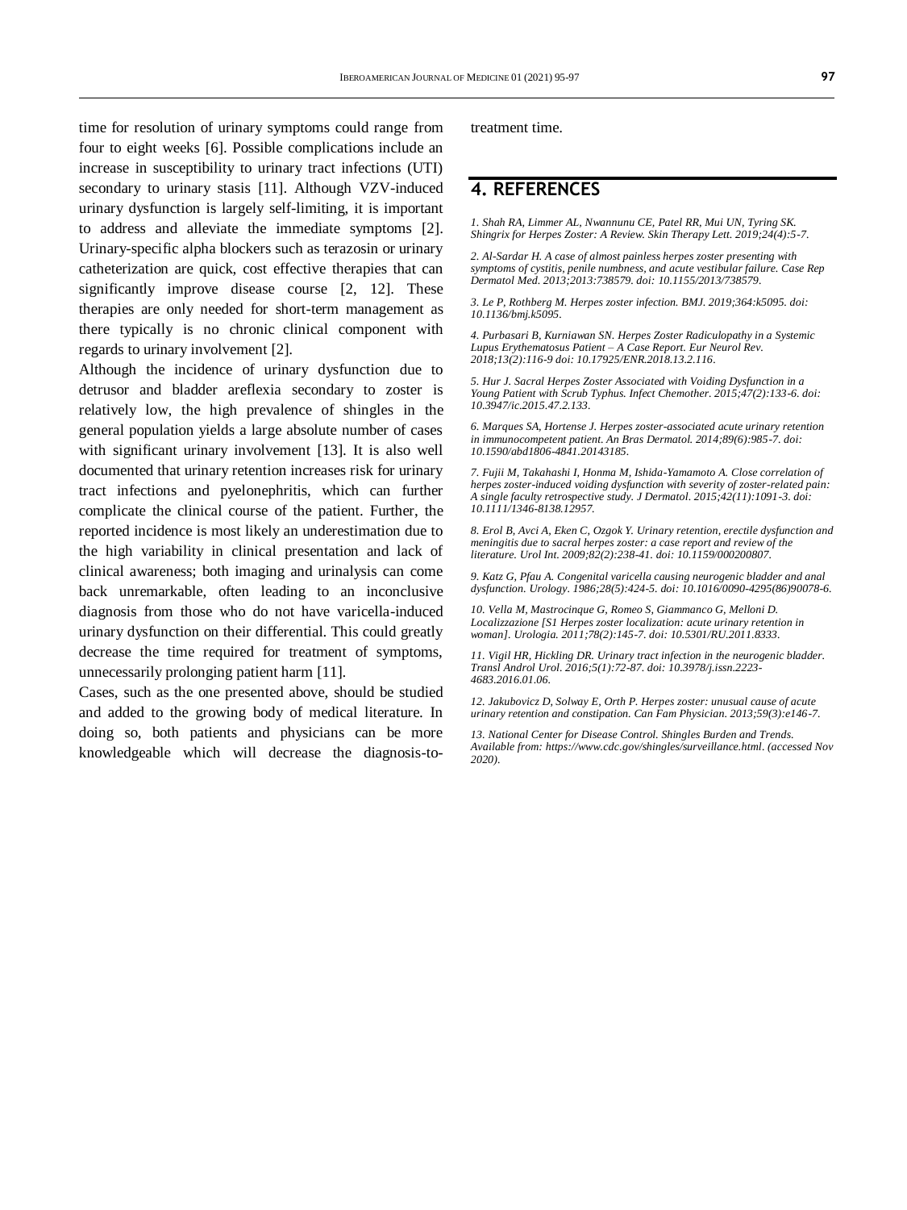time for resolution of urinary symptoms could range from four to eight weeks [6]. Possible complications include an increase in susceptibility to urinary tract infections (UTI) secondary to urinary stasis [11]. Although VZV-induced urinary dysfunction is largely self-limiting, it is important to address and alleviate the immediate symptoms [2]. Urinary-specific alpha blockers such as terazosin or urinary catheterization are quick, cost effective therapies that can significantly improve disease course [2, 12]. These therapies are only needed for short-term management as there typically is no chronic clinical component with regards to urinary involvement [2].

Although the incidence of urinary dysfunction due to detrusor and bladder areflexia secondary to zoster is relatively low, the high prevalence of shingles in the general population yields a large absolute number of cases with significant urinary involvement [13]. It is also well documented that urinary retention increases risk for urinary tract infections and pyelonephritis, which can further complicate the clinical course of the patient. Further, the reported incidence is most likely an underestimation due to the high variability in clinical presentation and lack of clinical awareness; both imaging and urinalysis can come back unremarkable, often leading to an inconclusive diagnosis from those who do not have varicella-induced urinary dysfunction on their differential. This could greatly decrease the time required for treatment of symptoms, unnecessarily prolonging patient harm [11].

Cases, such as the one presented above, should be studied and added to the growing body of medical literature. In doing so, both patients and physicians can be more knowledgeable which will decrease the diagnosis-to-treatment time.

## 4. REFERENCES

*1. Shah RA, Limmer AL, Nwannunu CE, Patel RR, Mui UN, Tyring SK. Shingrix for Herpes Zoster: A Review. Skin Therapy Lett. 2019;24(4):5-7.*

*2. Al-Sardar H. A case of almost painless herpes zoster presenting with symptoms of cystitis, penile numbness, and acute vestibular failure. Case Rep Dermatol Med. 2013;2013:738579. doi: 10.1155/2013/738579.*

*3. Le P, Rothberg M. Herpes zoster infection. BMJ. 2019;364:k5095. doi: 10.1136/bmj.k5095.*

*4. Purbasari B, Kurniawan SN. Herpes Zoster Radiculopathy in a Systemic Lupus Erythematosus Patient – A Case Report. Eur Neurol Rev. 2018;13(2):116-9 doi: 10.17925/ENR.2018.13.2.116.*

*5. Hur J. Sacral Herpes Zoster Associated with Voiding Dysfunction in a Young Patient with Scrub Typhus. Infect Chemother. 2015;47(2):133-6. doi: 10.3947/ic.2015.47.2.133.*

*6. Marques SA, Hortense J. Herpes zoster-associated acute urinary retention in immunocompetent patient. An Bras Dermatol. 2014;89(6):985-7. doi: 10.1590/abd1806-4841.20143185.*

*7. Fujii M, Takahashi I, Honma M, Ishida-Yamamoto A. Close correlation of herpes zoster-induced voiding dysfunction with severity of zoster-related pain: A single faculty retrospective study. J Dermatol. 2015;42(11):1091-3. doi: 10.1111/1346-8138.12957.*

*8. Erol B, Avci A, Eken C, Ozgok Y. Urinary retention, erectile dysfunction and meningitis due to sacral herpes zoster: a case report and review of the literature. Urol Int. 2009;82(2):238-41. doi: 10.1159/000200807.*

*9. Katz G, Pfau A. Congenital varicella causing neurogenic bladder and anal dysfunction. Urology. 1986;28(5):424-5. doi: 10.1016/0090-4295(86)90078-6.*

*10. Vella M, Mastrocinque G, Romeo S, Giammanco G, Melloni D. Localizzazione [S1 Herpes zoster localization: acute urinary retention in woman]. Urologia. 2011;78(2):145-7. doi: 10.5301/RU.2011.8333.*

*11. Vigil HR, Hickling DR. Urinary tract infection in the neurogenic bladder. Transl Androl Urol. 2016;5(1):72-87. doi: 10.3978/j.issn.2223-4683.2016.01.06.*

*12. Jakubovicz D, Solway E, Orth P. Herpes zoster: unusual cause of acute urinary retention and constipation. Can Fam Physician. 2013;59(3):e146-7.*

*13. National Center for Disease Control. Shingles Burden and Trends. Available from: https://www.cdc.gov/shingles/surveillance.html. (accessed Nov 2020).*